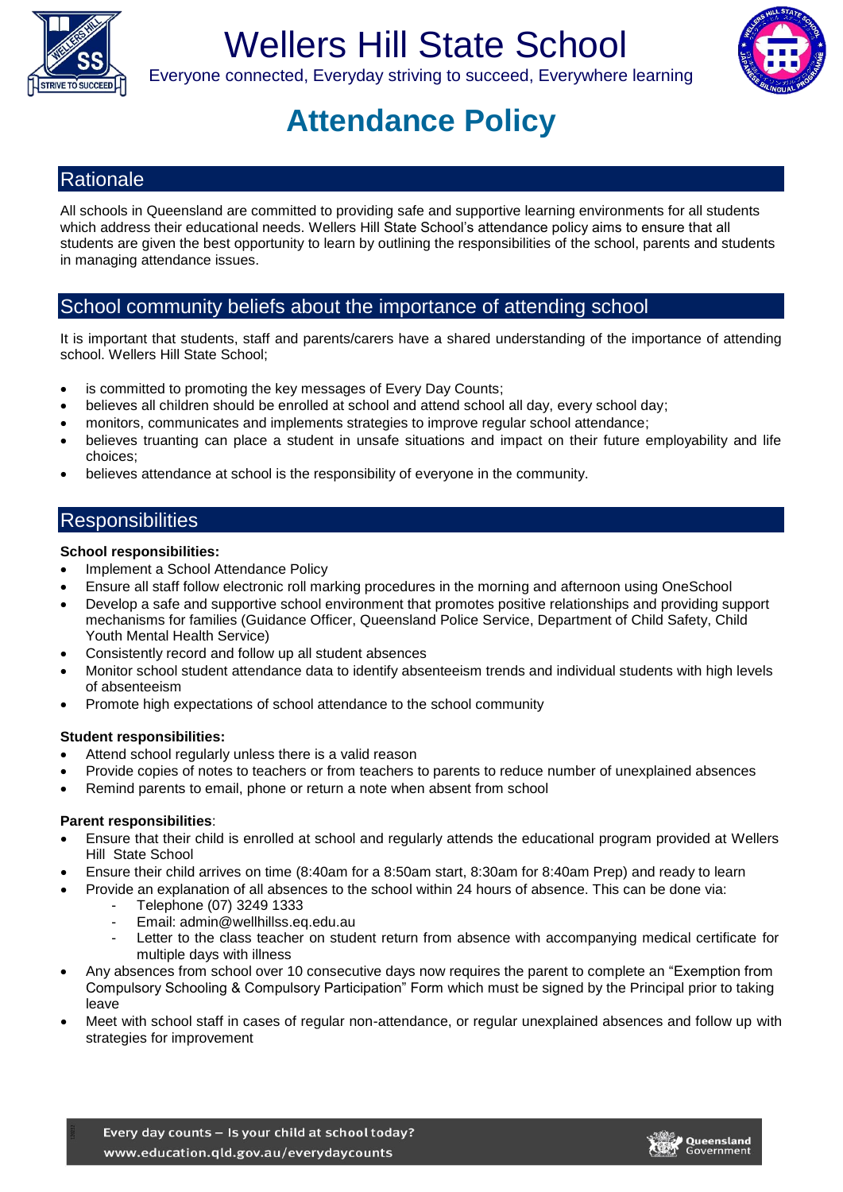# Wellers Hill State School

Everyone connected, Everyday striving to succeed, Everywhere learning

# Attendance Policy

## Rationale

All schools in Queensland are committed to providing safe and supportive learning environments for all students which address their educational needs. Wellers Hill State School's attendance policy aims to ensure that all students are given the best opportunity to learn by outlining the responsibilities of the school, parents and students in managing attendance issues.

## School community beliefs about the importance of attending school

It is important that students, staff and parents/carers have a shared understanding of the importance of attending school. Wellers Hill State School;

- is committed to promoting the key messages of Every Day Counts;
- believes all children should be enrolled at school and attend school all day, every school day;
- monitors, communicates and implements strategies to improve regular school attendance;
- believes truanting can place a student in unsafe situations and impact on their future employability and life choices;
- believes attendance at school is the responsibility of everyone in the community.

## Responsibilities

**School responsibilities:**

- Implement a School Attendance Policy
- Ensure all staff follow electronic roll marking procedures in the morning and afternoon using OneSchool
- Develop a safe and supportive school environment that promotes positive relationships and providing support mechanisms for families (Guidance Officer, Queensland Police Service, Department of Child Safety, Child Youth Mental Health Service)
- Consistently record and follow up all student absences
- Monitor school student attendance data to identify absenteeism trends and individual students with high levels of absenteeism
- Promote high expectations of school attendance to the school community

**Student responsibilities:**

- Attend school regularly unless there is a valid reason
- Provide copies of notes to teachers or from teachers to parents to reduce number of unexplained absences
- Remind parents to email, phone or return a note when absent from school

**Parent responsibilities**:

- Ensure that their child is enrolled at school and regularly attends the educational program provided at Wellers Hill State School
- Ensure their child arrives on time (8:40am for a 8:50am start, 8:30am for 8:40am Prep) and ready to learn
- Provide an explanation of all absences to the school within 24 hours of absence. This can be done via:
  - Telephone (07) 3249 1333
  - Email: admin@wellhillss.eq.edu.au
  - Letter to the class teacher on student return from absence with accompanying medical certificate for multiple days with illness
- Any absences from school over 10 consecutive days now requires the parent to complete an "Exemption from Compulsory Schooling & Compulsory Participation" Form which must be signed by the Principal prior to taking leave
- Meet with school staff in cases of regular non-attendance, or regular unexplained absences and follow up with strategies for improvement

Every day counts – Is your child at school today?
www.education.qld.gov.au/everydaycounts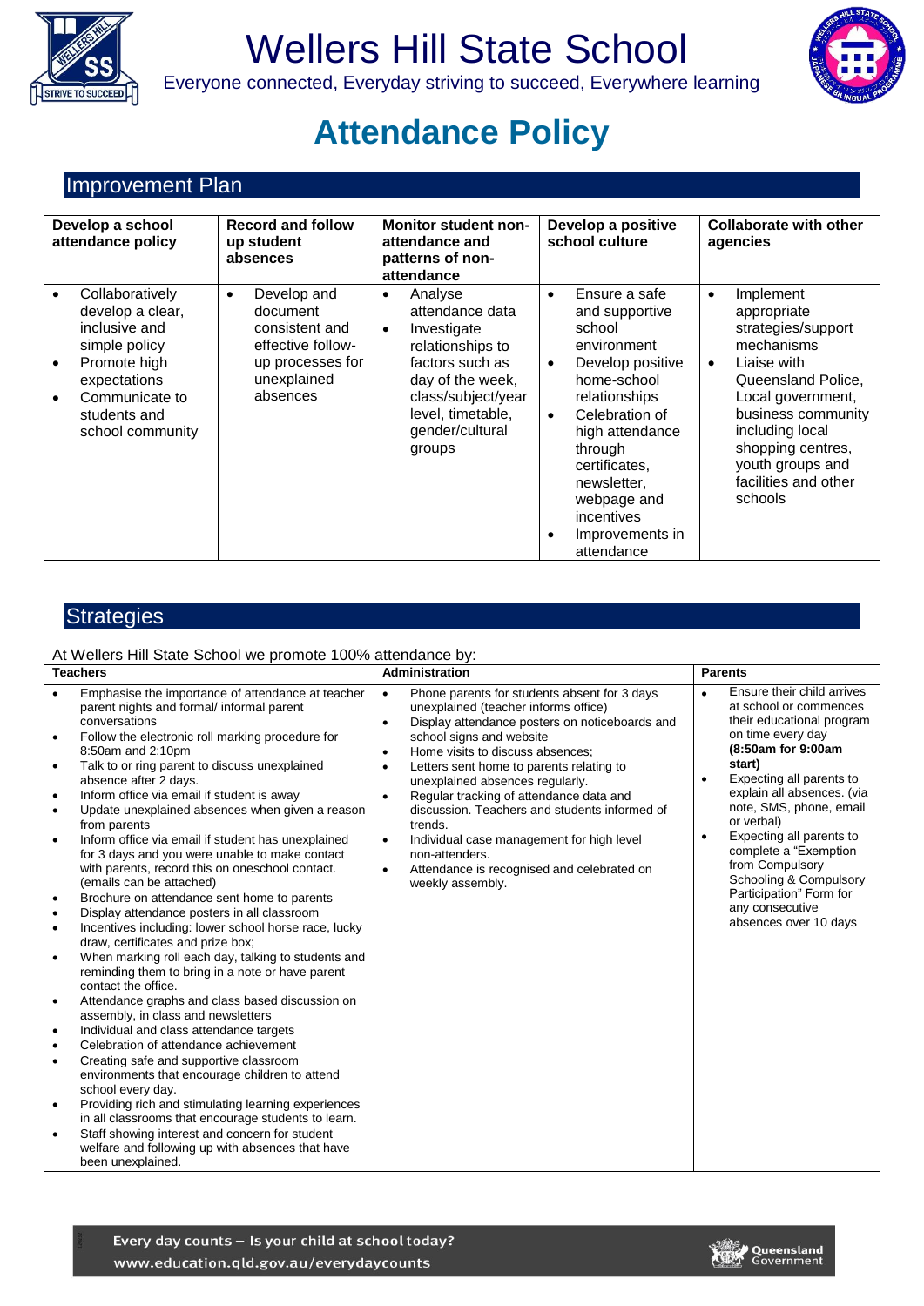# Wellers Hill State School

Everyone connected, Everyday striving to succeed, Everywhere learning

# Attendance Policy

## Improvement Plan

| Develop a school attendance policy | Record and follow up student absences | Monitor student non-attendance and patterns of non-attendance | Develop a positive school culture | Collaborate with other agencies |
|---|---|---|---|---|
| • Collaboratively develop a clear, inclusive and simple policy<br>• Promote high expectations<br>• Communicate to students and school community | • Develop and document consistent and effective follow-up processes for unexplained absences | • Analyse attendance data<br>• Investigate relationships to factors such as day of the week, class/subject/year level, timetable, gender/cultural groups | • Ensure a safe and supportive school environment<br>• Develop positive home-school relationships<br>• Celebration of high attendance through certificates, newsletter, webpage and incentives<br>• Improvements in attendance | • Implement appropriate strategies/support mechanisms<br>• Liaise with Queensland Police, Local government, business community including local shopping centres, youth groups and facilities and other schools |

## Strategies

At Wellers Hill State School we promote 100% attendance by:

| Teachers | Administration | Parents |
|---|---|---|
| • Emphasise the importance of attendance at teacher parent nights and formal/ informal parent conversations<br>• Follow the electronic roll marking procedure for 8:50am and 2:10pm<br>• Talk to or ring parent to discuss unexplained absence after 2 days.<br>• Inform office via email if student is away<br>• Update unexplained absences when given a reason from parents<br>• Inform office via email if student has unexplained for 3 days and you were unable to make contact with parents, record this on oneschool contact. (emails can be attached)<br>• Brochure on attendance sent home to parents<br>• Display attendance posters in all classroom<br>• Incentives including: lower school horse race, lucky draw, certificates and prize box;<br>• When marking roll each day, talking to students and reminding them to bring in a note or have parent contact the office.<br>• Attendance graphs and class based discussion on assembly, in class and newsletters<br>• Individual and class attendance targets<br>• Celebration of attendance achievement<br>• Creating safe and supportive classroom environments that encourage children to attend school every day.<br>• Providing rich and stimulating learning experiences in all classrooms that encourage students to learn.<br>• Staff showing interest and concern for student welfare and following up with absences that have been unexplained. | • Phone parents for students absent for 3 days unexplained (teacher informs office)<br>• Display attendance posters on noticeboards and school signs and website<br>• Home visits to discuss absences;<br>• Letters sent home to parents relating to unexplained absences regularly.<br>• Regular tracking of attendance data and discussion. Teachers and students informed of trends.<br>• Individual case management for high level non-attenders.<br>• Attendance is recognised and celebrated on weekly assembly. | • Ensure their child arrives at school or commences their educational program on time every day **(8:50am for 9:00am start)**<br>• Expecting all parents to explain all absences. (via note, SMS, phone, email or verbal)<br>• Expecting all parents to complete a "Exemption from Compulsory Schooling & Compulsory Participation" Form for any consecutive absences over 10 days |

Every day counts – Is your child at school today?
www.education.qld.gov.au/everydaycounts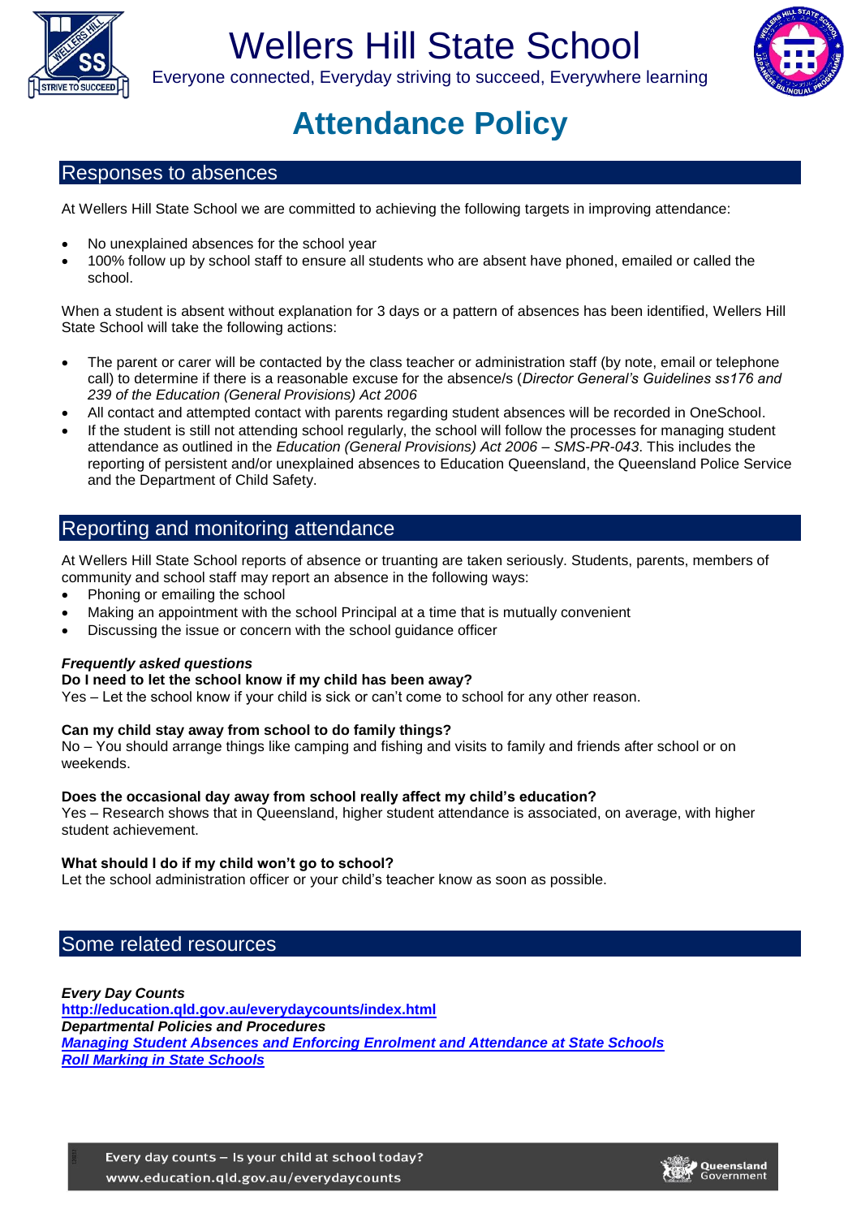# Wellers Hill State School

Everyone connected, Everyday striving to succeed, Everywhere learning

# Attendance Policy

## Responses to absences

At Wellers Hill State School we are committed to achieving the following targets in improving attendance:

- No unexplained absences for the school year
- 100% follow up by school staff to ensure all students who are absent have phoned, emailed or called the school.

When a student is absent without explanation for 3 days or a pattern of absences has been identified, Wellers Hill State School will take the following actions:

- The parent or carer will be contacted by the class teacher or administration staff (by note, email or telephone call) to determine if there is a reasonable excuse for the absence/s (*Director General's Guidelines ss176 and 239 of the Education (General Provisions) Act 2006*
- All contact and attempted contact with parents regarding student absences will be recorded in OneSchool.
- If the student is still not attending school regularly, the school will follow the processes for managing student attendance as outlined in the *Education (General Provisions) Act 2006 – SMS-PR-043*. This includes the reporting of persistent and/or unexplained absences to Education Queensland, the Queensland Police Service and the Department of Child Safety.

## Reporting and monitoring attendance

At Wellers Hill State School reports of absence or truanting are taken seriously. Students, parents, members of community and school staff may report an absence in the following ways:

- Phoning or emailing the school
- Making an appointment with the school Principal at a time that is mutually convenient
- Discussing the issue or concern with the school guidance officer

***Frequently asked questions***

**Do I need to let the school know if my child has been away?**
Yes – Let the school know if your child is sick or can't come to school for any other reason.

**Can my child stay away from school to do family things?**
No – You should arrange things like camping and fishing and visits to family and friends after school or on weekends.

**Does the occasional day away from school really affect my child's education?**
Yes – Research shows that in Queensland, higher student attendance is associated, on average, with higher student achievement.

**What should I do if my child won't go to school?**
Let the school administration officer or your child's teacher know as soon as possible.

## Some related resources

***Every Day Counts***
**http://education.qld.gov.au/everydaycounts/index.html**
***Departmental Policies and Procedures***
***Managing Student Absences and Enforcing Enrolment and Attendance at State Schools***
***Roll Marking in State Schools***

Every day counts – Is your child at school today?
www.education.qld.gov.au/everydaycounts